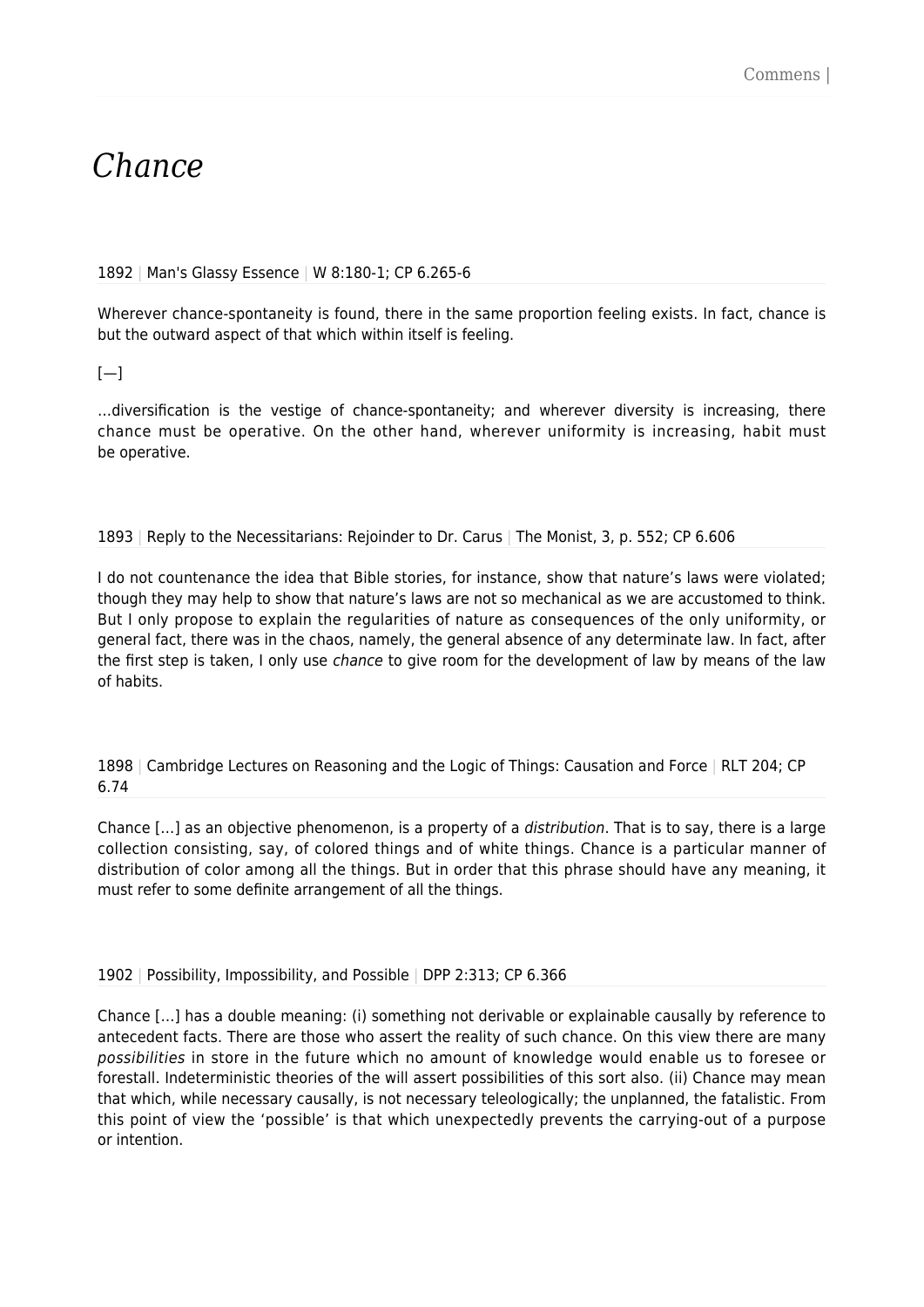# *Chance*

1892 | Man's Glassy Essence | W 8:180-1; CP 6.265-6

Wherever chance-spontaneity is found, there in the same proportion feeling exists. In fact, chance is but the outward aspect of that which within itself is feeling.

[—]

…diversification is the vestige of chance-spontaneity; and wherever diversity is increasing, there chance must be operative. On the other hand, wherever uniformity is increasing, habit must be operative.

1893 | Reply to the Necessitarians: Rejoinder to Dr. Carus | The Monist, 3, p. 552; CP 6.606

I do not countenance the idea that Bible stories, for instance, show that nature's laws were violated; though they may help to show that nature's laws are not so mechanical as we are accustomed to think. But I only propose to explain the regularities of nature as consequences of the only uniformity, or general fact, there was in the chaos, namely, the general absence of any determinate law. In fact, after the first step is taken, I only use *chance* to give room for the development of law by means of the law of habits.

1898 | Cambridge Lectures on Reasoning and the Logic of Things: Causation and Force | RLT 204; CP 6.74

Chance […] as an objective phenomenon, is a property of a *distribution*. That is to say, there is a large collection consisting, say, of colored things and of white things. Chance is a particular manner of distribution of color among all the things. But in order that this phrase should have any meaning, it must refer to some definite arrangement of all the things.

1902 | Possibility, Impossibility, and Possible | DPP 2:313; CP 6.366

Chance […] has a double meaning: (i) something not derivable or explainable causally by reference to antecedent facts. There are those who assert the reality of such chance. On this view there are many *possibilities* in store in the future which no amount of knowledge would enable us to foresee or forestall. Indeterministic theories of the will assert possibilities of this sort also. (ii) Chance may mean that which, while necessary causally, is not necessary teleologically; the unplanned, the fatalistic. From this point of view the 'possible' is that which unexpectedly prevents the carrying-out of a purpose or intention.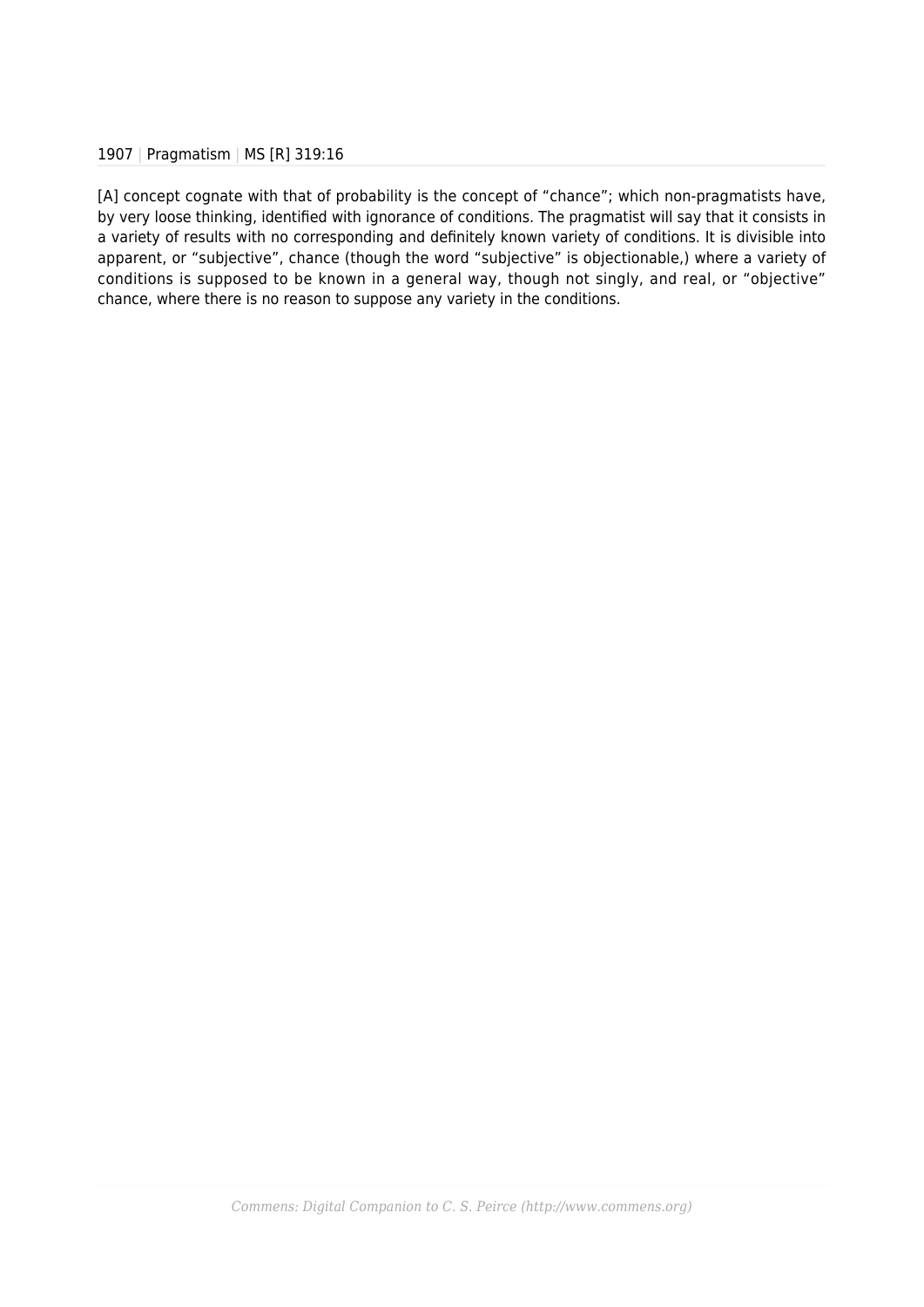1907 | Pragmatism | MS [R] 319:16

[A] concept cognate with that of probability is the concept of “chance”; which non-pragmatists have, by very loose thinking, identified with ignorance of conditions. The pragmatist will say that it consists in a variety of results with no corresponding and definitely known variety of conditions. It is divisible into apparent, or “subjective”, chance (though the word “subjective” is objectionable,) where a variety of conditions is supposed to be known in a general way, though not singly, and real, or “objective” chance, where there is no reason to suppose any variety in the conditions.